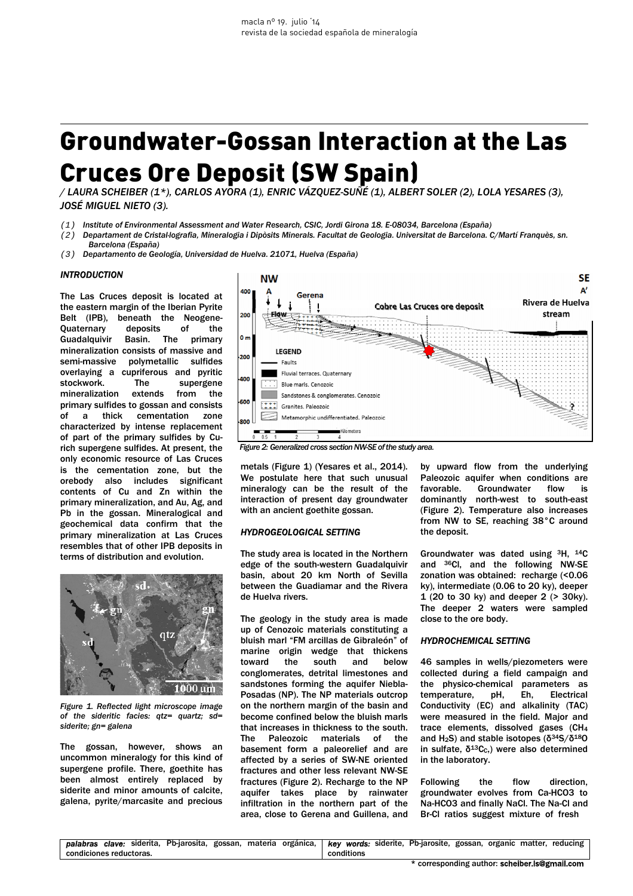# Groundwater-Gossan Interaction at the Las Cruces Ore Deposit (SW Spain)

*/ LAURA SCHEIBER (1\*), CARLOS AYORA (1), ENRIC VÁZQUEZ-SUÑÉ (1), ALBERT SOLER (2), LOLA YESARES (3), JOSÉ MIGUEL NIETO (3).*

*(1) Institute of Environmental Assessment and Water Research, CSIC, Jordi Girona 18. E-08034, Barcelona (España)*
*(2) Departament de Cristal·lografia, Mineralogia i Dipòsits Minerals. Facultat de Geologia. Universitat de Barcelona. C/Martí Franquès, sn. Barcelona (España)*
*(3) Departamento de Geología, Universidad de Huelva. 21071, Huelva (España)*

### INTRODUCTION

The Las Cruces deposit is located at the eastern margin of the Iberian Pyrite Belt (IPB), beneath the Neogene-Quaternary deposits of the Guadalquivir Basin. The primary mineralization consists of massive and semi-massive polymetallic sulfides overlaying a cupriferous and pyritic stockwork. The supergene mineralization extends from the primary sulfides to gossan and consists of a thick cementation zone characterized by intense replacement of part of the primary sulfides by Cu-rich supergene sulfides. At present, the only economic resource of Las Cruces is the cementation zone, but the orebody also includes significant contents of Cu and Zn within the primary mineralization, and Au, Ag, and Pb in the gossan. Mineralogical and geochemical data confirm that the primary mineralization at Las Cruces resembles that of other IPB deposits in terms of distribution and evolution.

*Figure 1. Reflected light microscope image of the sideritic facies: qtz= quartz; sd= siderite; gn= galena*

The gossan, however, shows an uncommon mineralogy for this kind of supergene profile. There, goethite has been almost entirely replaced by siderite and minor amounts of calcite, galena, pyrite/marcasite and precious metals (Figure 1) (Yesares et al., 2014). We postulate here that such unusual mineralogy can be the result of the interaction of present day groundwater with an ancient goethite gossan.

*Figure 2: Generalized cross section NW-SE of the study area.*

### HYDROGEOLOGICAL SETTING

The study area is located in the Northern edge of the south-western Guadalquivir basin, about 20 km North of Sevilla between the Guadiamar and the Rivera de Huelva rivers.

The geology in the study area is made up of Cenozoic materials constituting a bluish marl "FM arcillas de Gibraleón" of marine origin wedge that thickens toward the south and below conglomerates, detrital limestones and sandstones forming the aquifer Niebla-Posadas (NP). The NP materials outcrop on the northern margin of the basin and become confined below the bluish marls that increases in thickness to the south. The Paleozoic materials of the basement form a paleorelief and are affected by a series of SW-NE oriented fractures and other less relevant NW-SE fractures (Figure 2). Recharge to the NP aquifer takes place by rainwater infiltration in the northern part of the area, close to Gerena and Guillena, and by upward flow from the underlying Paleozoic aquifer when conditions are favorable. Groundwater flow is dominantly north-west to south-east (Figure 2). Temperature also increases from NW to SE, reaching 38°C around the deposit.

Groundwater was dated using $^{3}H$, $^{14}C$ and $^{36}Cl$, and the following NW-SE zonation was obtained: recharge (<0.06 ky), intermediate (0.06 to 20 ky), deeper 1 (20 to 30 ky) and deeper 2 (> 30ky). The deeper 2 waters were sampled close to the ore body.

### HYDROCHEMICAL SETTING

46 samples in wells/piezometers were collected during a field campaign and the physico-chemical parameters as temperature, pH, Eh, Electrical Conductivity (EC) and alkalinity (TAC) were measured in the field. Major and trace elements, dissolved gases ($CH_4$ and $H_2S$) and stable isotopes ($\delta^{34}S/\delta^{18}O$ in sulfate, $\delta^{13}C_{C}$,) were also determined in the laboratory.

Following the flow direction, groundwater evolves from Ca-HCO3 to Na-HCO3 and finally NaCl. The Na-Cl and Br-Cl ratios suggest mixture of fresh

| *palabras clave:* siderita, Pb-jarosita, gossan, materia orgánica, condiciones reductoras. | *key words:* siderite, Pb-jarosite, gossan, organic matter, reducing conditions |
| --- | --- |

\* corresponding author: scheiber.ls@gmail.com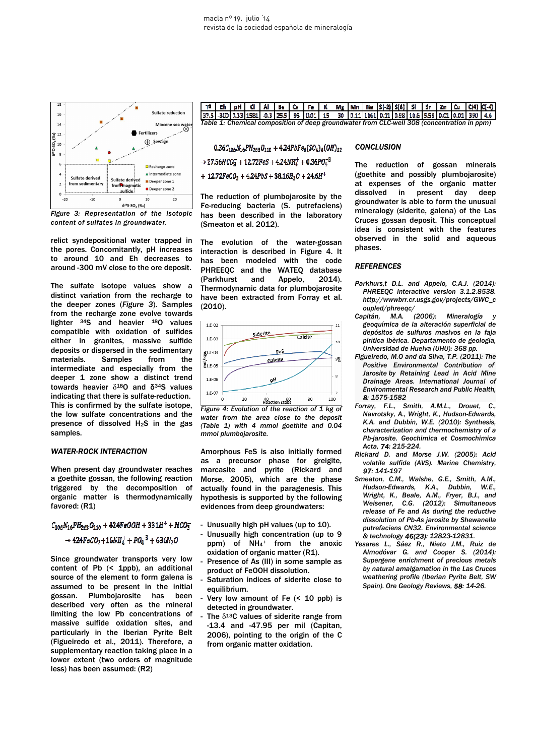18
16
14
12
10
8
6
4
2
0

-20 -10 0 10 20

$\delta^{18}$O-SO$_4$ (‰)

$\delta^{34}$S-SO$_4$ (‰)

Sulfate reduction

Miocene sea water

Fertilizers

Sewage

Sulfate derived from sedimentary

Sulfate derived from magmatic sulfide

Recharge zone

Intermediate zone

Deeper zone 1

Deeper zone 2

*Figure 3: Representation of the isotopic content of sulfates in groundwater.*

relict syndepositional water trapped in the pores. Concomitantly, pH increases to around 10 and Eh decreases to around -300 mV close to the ore deposit.

The sulfate isotope values show a distinct variation from the recharge to the deeper zones (*Figure 3*). Samples from the recharge zone evolve towards lighter $^{34}$S and heavier $^{18}$O values compatible with oxidation of sulfides either in granites, massive sulfide deposits or dispersed in the sedimentary materials. Samples from the intermediate and especially from the deeper 1 zone show a distinct trend towards heavier $\delta^{18}$O and $\delta^{34}$S values indicating that there is sulfate-reduction. This is confirmed by the sulfate isotope, the low sulfate concentrations and the presence of dissolved $H_2S$ in the gas samples.

### WATER-ROCK INTERACTION

When present day groundwater reaches a goethite gossan, the following reaction triggered by the decomposition of organic matter is thermodynamically favored: (R1)

$$C_{106}N_{16}PH_{263}O_{110} + 424FeOOH + 331H^+ + HCO_3^-$$
$$\rightarrow 424FeCO_3 + 16NH_4^+ + PO_4^{-3} + 636H_2O$$

Since groundwater transports very low content of Pb (< 1ppb), an additional source of the element to form galena is assumed to be present in the initial gossan. Plumbojarosite has been described very often as the mineral limiting the low Pb concentrations of massive sulfide oxidation sites, and particularly in the Iberian Pyrite Belt (Figueiredo et al., 2011). Therefore, a supplementary reaction taking place in a lower extent (two orders of magnitude less) has been assumed: (R2)

| T$^a$ | Eh | pH | Cl | Al | Ba | Ca | Fe | K | Mg | Mn | Na | S(-2) | S(6) | Si | Sr | Zn | Cu | C(4) | C(-4) |
|---|---|---|---|---|---|---|---|---|---|---|---|---|---|---|---|---|---|---|---|
| 27.5 | -300 | 7.33 | 1581 | 0.3 | 25.5 | 95 | 0.01 | 15 | 30 | 0.11 | 1061 | 0.11 | 0.59 | 10.6 | 5.55 | 0.01 | 0.01 | 390 | 4.6 |

*Table 1: Chemical composition of deep groundwater from CLC-well 308 (concentration in ppm)*

$$0.36C_{106}N_{16}PH_{263}O_{110} + 4.24PbFe_6(SO_4)_4(OH)_{12}$$
$$\rightarrow 27.56HCO_3^- + 12.72FeS + 4.24NH_4^+ + 0.36PO_4^{-3}$$
$$+ 12.72FeCO_3 + 4.24PbS + 38.16H_2O + 24.6H^+$$

The reduction of plumbojarosite by the Fe-reducing bacteria (S. putrefaciens) has been described in the laboratory (Smeaton et al. 2012).

The evolution of the water-gossan interaction is described in Figure 4. It has been modeled with the code PHREEQC and the WATEQ database (Parkhurst and Appelo, 2014). Thermodynamic data for plumbojarosite have been extracted from Forray et al. (2010).

1.E-02
1.E-03
1.E-04
1.E-05
1.E-06
1.E-07

mol/kgw

11
10
9
8
7

pH

0 20 40 60 80 100

Reaction steps

Siderite

Calcite

FeS

Galena

pH

*Figure 4: Evolution of the reaction of 1 kg of water from the area close to the deposit (Table 1) with 4 mmol goethite and 0.04 mmol plumbojarosite.*

Amorphous FeS is also initially formed as a precursor phase for greigite, marcasite and pyrite (Rickard and Morse, 2005), which are the phase actually found in the paragenesis. This hypothesis is supported by the following evidences from deep groundwaters:

- Unusually high pH values (up to 10).
- Unusually high concentration (up to 9 ppm) of $NH_4^+$ from the anoxic oxidation of organic matter (R1).
- Presence of As (III) in some sample as product of FeOOH dissolution.
- Saturation indices of siderite close to equilibrium.
- Very low amount of Fe (< 10 ppb) is detected in groundwater.
- The $\delta^{13}$C values of siderite range from -13.4 and -47.95 per mil (Capitan, 2006), pointing to the origin of the C from organic matter oxidation.

### CONCLUSION

The reduction of gossan minerals (goethite and possibly plumbojarosite) at expenses of the organic matter dissolved in present day deep groundwater is able to form the unusual mineralogy (siderite, galena) of the Las Cruces gossan deposit. This conceptual idea is consistent with the features observed in the solid and aqueous phases.

### REFERENCES

*Parkhurs,t D.L. and Appelo, C.A.J. (2014): PHREEQC interactive version 3.1.2.8538. http://wwwbrr.cr.usgs.gov/projects/GWC_coupled/phreeqc/*

*Capitán, M.A. (2006): Mineralogía y geoquímica de la alteración superficial de depósitos de sulfuros masivos en la faja pirítica ibèrica. Departamento de geología, Universidad de Huelva (UHU): 368 pp.*

*Figueiredo, M.O and da Silva, T.P. (2011): The Positive Environmental Contribution of Jarosite by Retaining Lead in Acid Mine Drainage Areas. International Journal of Environmental Research and Public Health, **8**: 1575-1582*

*Forray, F.L., Smith, A.M.L., Drouet, C., Navrotsky, A., Wright, K., Hudson-Edwards, K.A. and Dubbin, W.E. (2010): Synthesis, characterization and thermochemistry of a Pb-jarosite. Geochimica et Cosmochimica Acta, **74**: 215-224.*

*Rickard D. and Morse J.W. (2005): Acid volatile sulfide (AVS). Marine Chemistry, **97**: 141-197*

*Smeaton, C.M., Walshe, G.E., Smith, A.M., Hudson-Edwards, K.A., Dubbin, W.E., Wright, K., Beale, A.M., Fryer, B.J., and Weisener, C.G. (2012): Simultaneous release of Fe and As during the reductive dissolution of Pb-As jarosite by Shewanella putrefaciens CN32. Environmental science & technology **46(23)**: 12823-12831.*

*Yesares L., Sáez R., Nieto J.M., Ruiz de Almodóvar G. and Cooper S. (2014): Supergene enrichment of precious metals by natural amalgamation in the Las Cruces weathering profile (Iberian Pyrite Belt, SW Spain). Ore Geology Reviews, **58**: 14-26.*